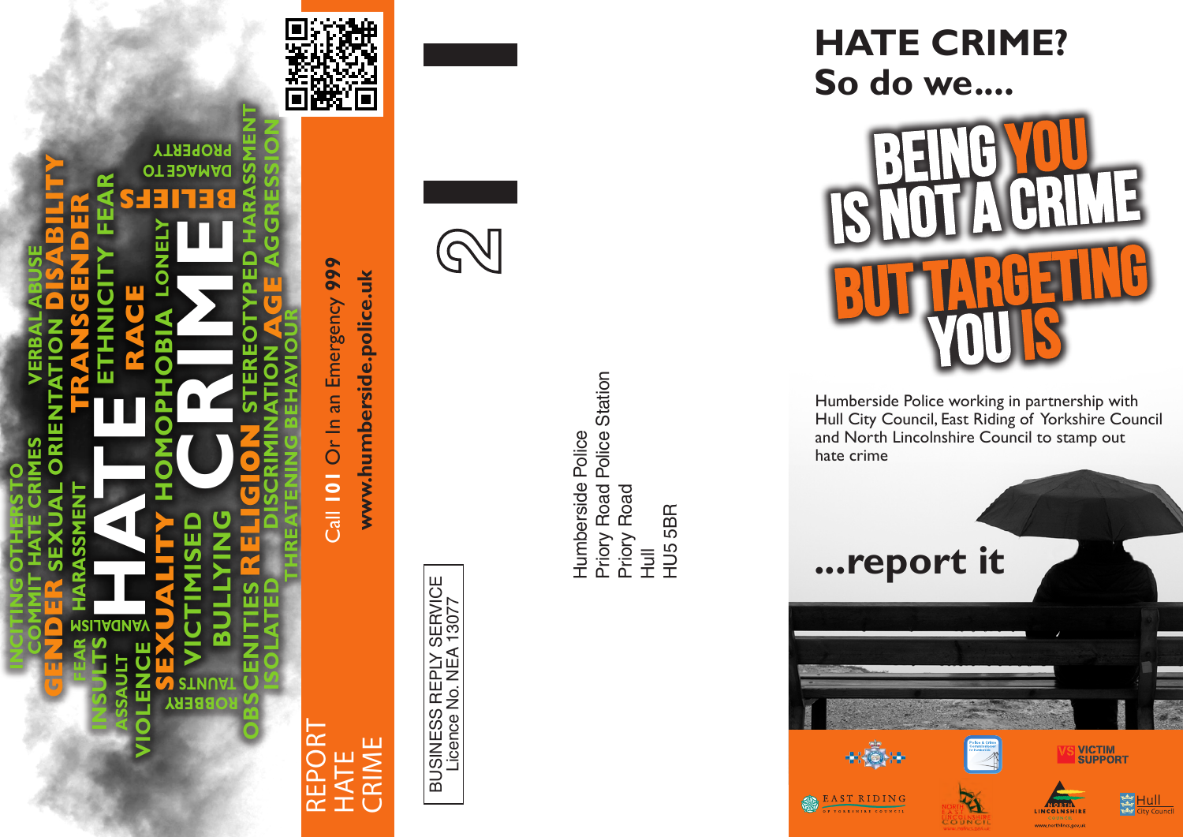# HATE CRIME?
## So do we....

BEING YOU IS NOT A CRIME BUT TARGETING YOU IS

Humberside Police working in partnership with Hull City Council, East Riding of Yorkshire Council and North Lincolnshire Council to stamp out hate crime

**...report it**

VICTIM SUPPORT

EAST RIDING OF YORKSHIRE COUNCIL

NORTH EAST LINCOLNSHIRE COUNCIL

NORTH LINCOLNSHIRE COUNCIL

Hull City Council

BUSINESS REPLY SERVICE
Licence No. NEA 13077

2

Humberside Police
Priory Road Police Station
Priory Road
Hull
HU5 5BR

REPORT HATE CRIME

Call **101** Or In an Emergency **999**

**www.humberside.police.uk**

INCITING OTHERS TO COMMIT HATE CRIMES VERBAL ABUSE GENDER SEXUAL ORIENTATION DISABILITY FEAR HARASSMENT TRANSGENDER VANDALISM INSULTS ASSAULT HATE ETHNICITY FEAR VIOLENCE SEXUALITY HOMOPHOBIA RACE LONELY BELIEFS ROBBERY TAUNTS VICTIMISED BULLYING CRIME DAMAGE TO PROPERTY OBSCENITIES RELIGION STEREOTYPED HARASSMENT ISOLATED DISCRIMINATION AGE AGGRESSION THREATENING BEHAVIOUR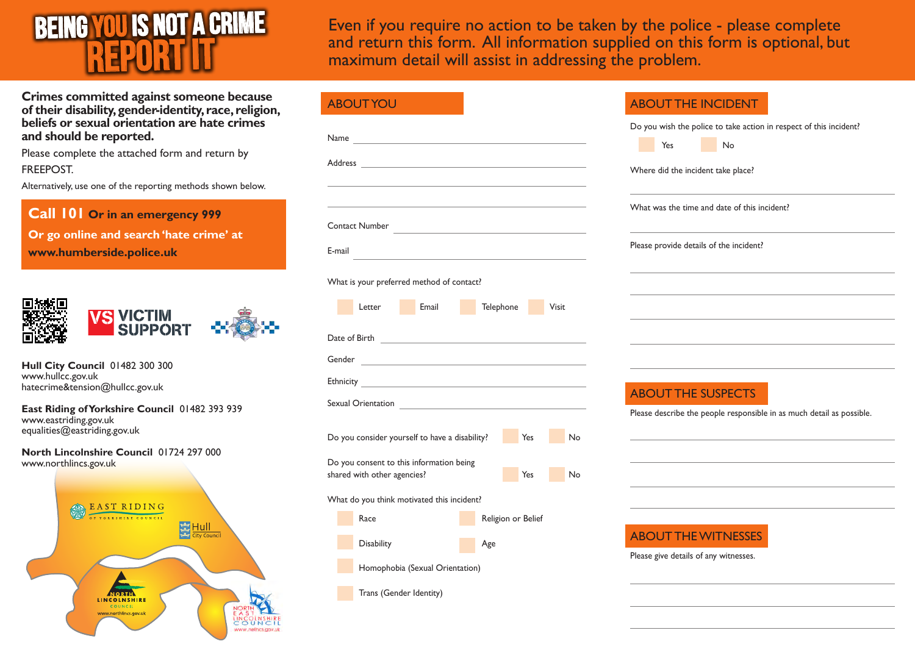# BEING YOU IS NOT A CRIME REPORT IT

Even if you require no action to be taken by the police - please complete and return this form. All information supplied on this form is optional, but maximum detail will assist in addressing the problem.

**Crimes committed against someone because of their disability, gender-identity, race, religion, beliefs or sexual orientation are hate crimes and should be reported.**

Please complete the attached form and return by FREEPOST.

Alternatively, use one of the reporting methods shown below.

**Call 101 Or in an emergency 999**

**Or go online and search 'hate crime' at www.humberside.police.uk**

VS VICTIM SUPPORT

**Hull City Council** 01482 300 300
www.hullcc.gov.uk
hatecrime&tension@hullcc.gov.uk

**East Riding of Yorkshire Council** 01482 393 939
www.eastriding.gov.uk
equalities@eastriding.gov.uk

**North Lincolnshire Council** 01724 297 000
www.northlincs.gov.uk

EAST RIDING OF YORKSHIRE COUNCIL

Hull City Council

NORTH LINCOLNSHIRE COUNCIL
www.northlincs.gov.uk

NORTH EAST LINCOLNSHIRE COUNCIL
www.nelincs.gov.uk

## ABOUT YOU

Name ____________________

Address ____________________

____________________

____________________

Contact Number ____________________

E-mail ____________________

What is your preferred method of contact?

☐ Letter ☐ Email ☐ Telephone ☐ Visit

Date of Birth ____________________

Gender ____________________

Ethnicity ____________________

Sexual Orientation ____________________

Do you consider yourself to have a disability? ☐ Yes ☐ No

Do you consent to this information being shared with other agencies? ☐ Yes ☐ No

What do you think motivated this incident?

☐ Race
☐ Religion or Belief
☐ Disability
☐ Age
☐ Homophobia (Sexual Orientation)
☐ Trans (Gender Identity)

## ABOUT THE INCIDENT

Do you wish the police to take action in respect of this incident?

☐ Yes ☐ No

Where did the incident take place?

____________________

What was the time and date of this incident?

____________________

Please provide details of the incident?

____________________

____________________

____________________

____________________

____________________

## ABOUT THE SUSPECTS

Please describe the people responsible in as much detail as possible.

____________________

____________________

____________________

____________________

## ABOUT THE WITNESSES

Please give details of any witnesses.

____________________

____________________

____________________